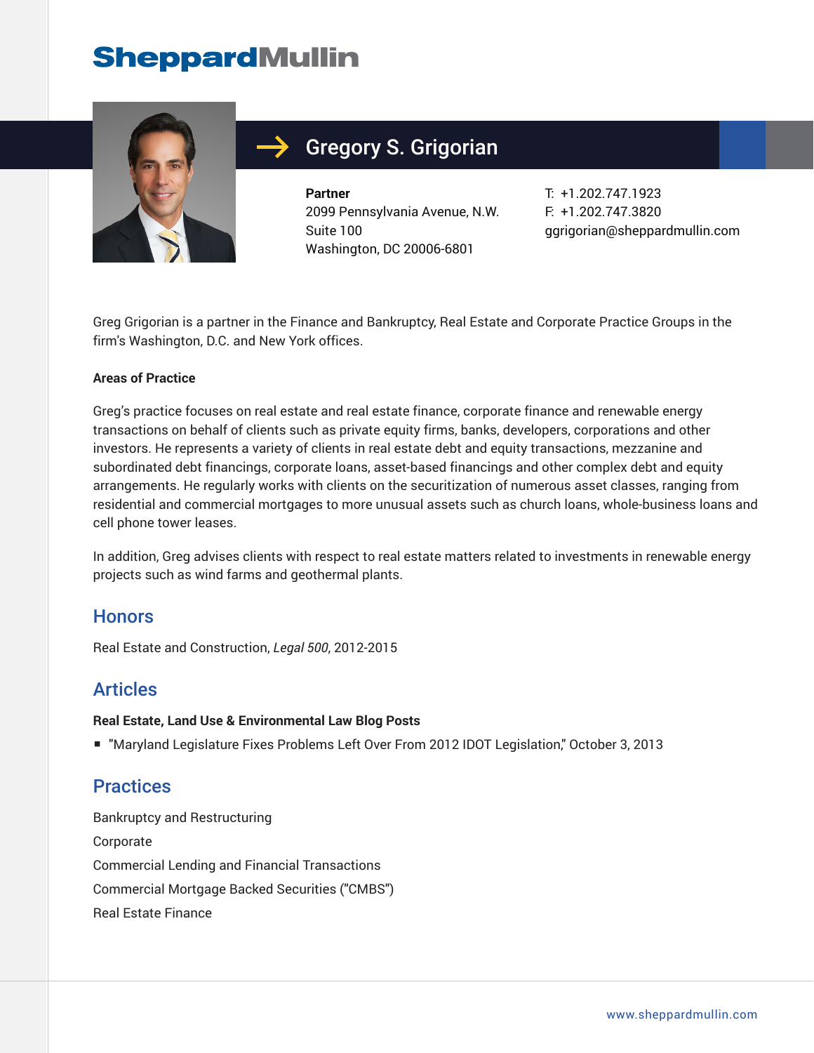SheppardMullin

# Gregory S. Grigorian

**Partner**
2099 Pennsylvania Avenue, N.W.
Suite 100
Washington, DC 20006-6801

T: +1.202.747.1923
F: +1.202.747.3820
ggrigorian@sheppardmullin.com

Greg Grigorian is a partner in the Finance and Bankruptcy, Real Estate and Corporate Practice Groups in the firm's Washington, D.C. and New York offices.

**Areas of Practice**

Greg's practice focuses on real estate and real estate finance, corporate finance and renewable energy transactions on behalf of clients such as private equity firms, banks, developers, corporations and other investors. He represents a variety of clients in real estate debt and equity transactions, mezzanine and subordinated debt financings, corporate loans, asset-based financings and other complex debt and equity arrangements. He regularly works with clients on the securitization of numerous asset classes, ranging from residential and commercial mortgages to more unusual assets such as church loans, whole-business loans and cell phone tower leases.

In addition, Greg advises clients with respect to real estate matters related to investments in renewable energy projects such as wind farms and geothermal plants.

## Honors

Real Estate and Construction, *Legal 500*, 2012-2015

## Articles

**Real Estate, Land Use & Environmental Law Blog Posts**

- "Maryland Legislature Fixes Problems Left Over From 2012 IDOT Legislation," October 3, 2013

## Practices

Bankruptcy and Restructuring

Corporate

Commercial Lending and Financial Transactions

Commercial Mortgage Backed Securities ("CMBS")

Real Estate Finance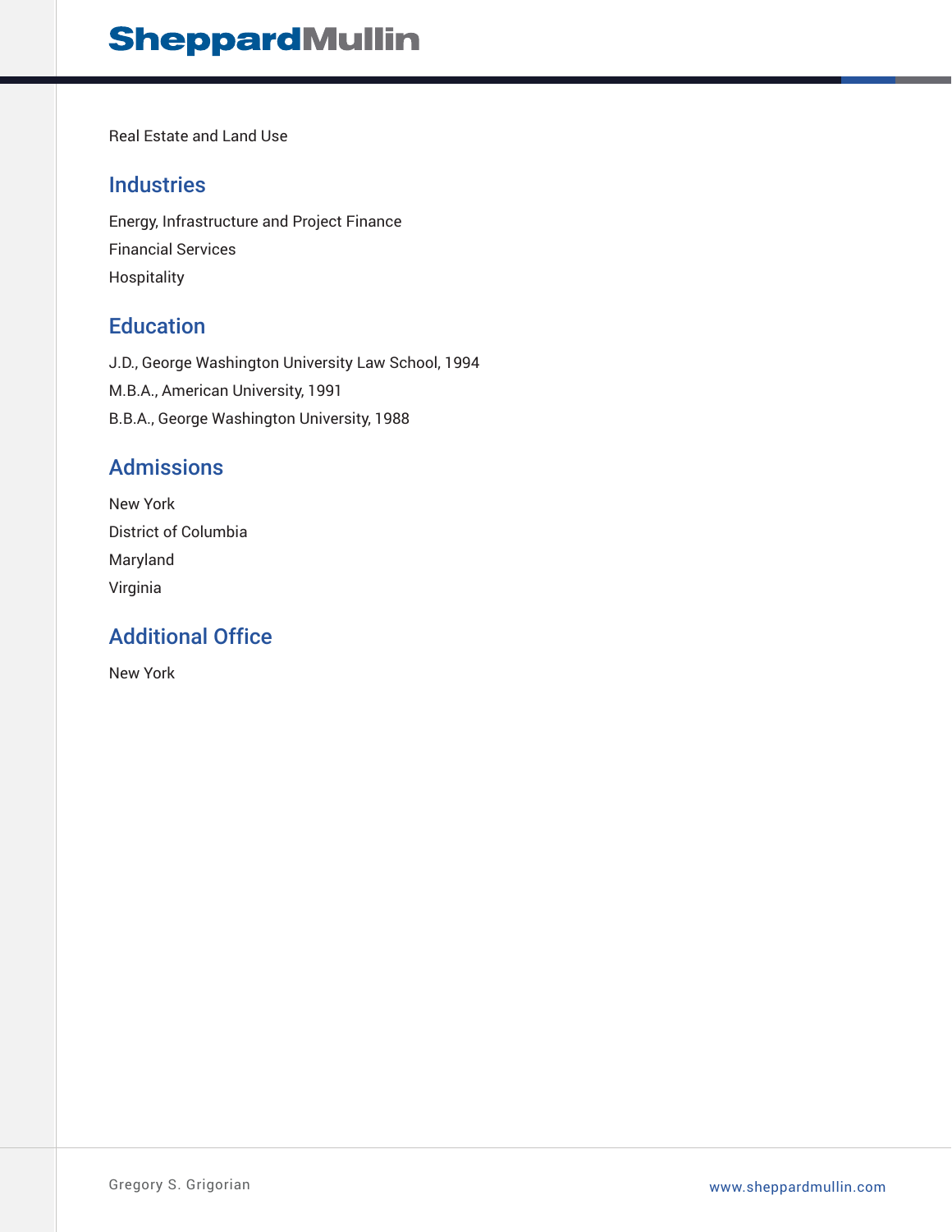Real Estate and Land Use

## Industries

Energy, Infrastructure and Project Finance

Financial Services

Hospitality

## Education

J.D., George Washington University Law School, 1994

M.B.A., American University, 1991

B.B.A., George Washington University, 1988

## Admissions

New York

District of Columbia

Maryland

Virginia

## Additional Office

New York